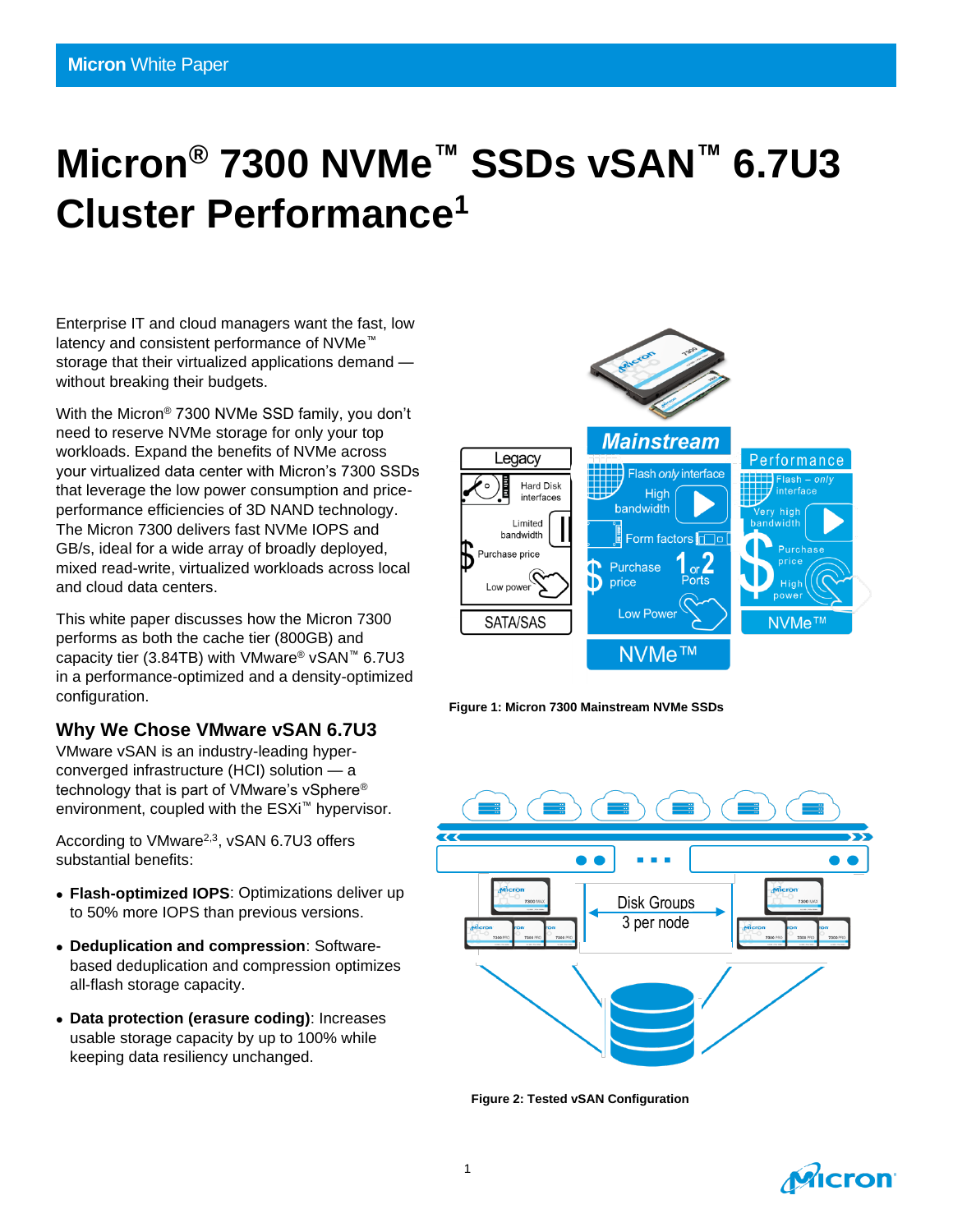# Micron® 7300 NVMe™ SSDs vSAN™ 6.7U3 Cluster Performance[1]

Enterprise IT and cloud managers want the fast, low latency and consistent performance of NVMe™ storage that their virtualized applications demand — without breaking their budgets.

With the Micron® 7300 NVMe SSD family, you don't need to reserve NVMe storage for only your top workloads. Expand the benefits of NVMe across your virtualized data center with Micron's 7300 SSDs that leverage the low power consumption and price-performance efficiencies of 3D NAND technology. The Micron 7300 delivers fast NVMe IOPS and GB/s, ideal for a wide array of broadly deployed, mixed read-write, virtualized workloads across local and cloud data centers.

This white paper discusses how the Micron 7300 performs as both the cache tier (800GB) and capacity tier (3.84TB) with VMware® vSAN™ 6.7U3 in a performance-optimized and a density-optimized configuration.

Figure 1: Micron 7300 Mainstream NVMe SSDs

## Why We Chose VMware vSAN 6.7U3

VMware vSAN is an industry-leading hyper-converged infrastructure (HCI) solution — a technology that is part of VMware's vSphere® environment, coupled with the ESXi™ hypervisor.

According to VMware[2,3], vSAN 6.7U3 offers substantial benefits:

- **Flash-optimized IOPS**: Optimizations deliver up to 50% more IOPS than previous versions.
- **Deduplication and compression**: Software-based deduplication and compression optimizes all-flash storage capacity.
- **Data protection (erasure coding)**: Increases usable storage capacity by up to 100% while keeping data resiliency unchanged.

Figure 2: Tested vSAN Configuration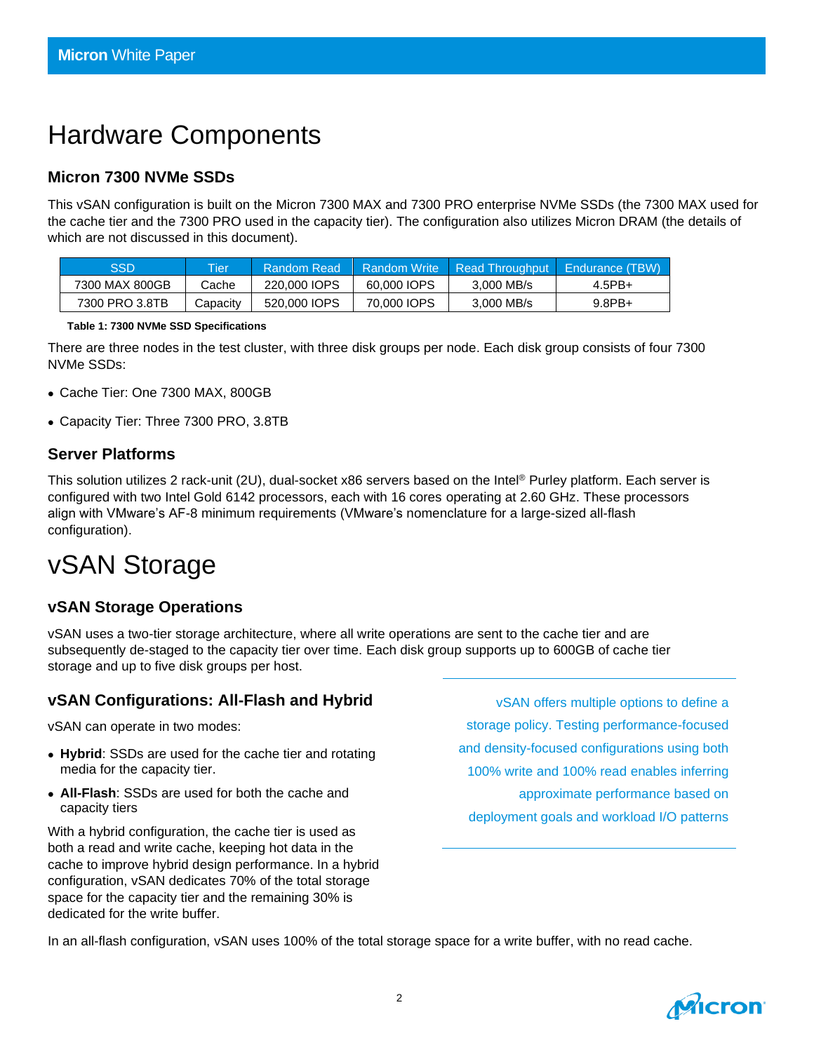# Hardware Components

## Micron 7300 NVMe SSDs

This vSAN configuration is built on the Micron 7300 MAX and 7300 PRO enterprise NVMe SSDs (the 7300 MAX used for the cache tier and the 7300 PRO used in the capacity tier). The configuration also utilizes Micron DRAM (the details of which are not discussed in this document).

| SSD | Tier | Random Read | Random Write | Read Throughput | Endurance (TBW) |
|---|---|---|---|---|---|
| 7300 MAX 800GB | Cache | 220,000 IOPS | 60,000 IOPS | 3,000 MB/s | 4.5PB+ |
| 7300 PRO 3.8TB | Capacity | 520,000 IOPS | 70,000 IOPS | 3,000 MB/s | 9.8PB+ |

**Table 1: 7300 NVMe SSD Specifications**

There are three nodes in the test cluster, with three disk groups per node. Each disk group consists of four 7300 NVMe SSDs:

- Cache Tier: One 7300 MAX, 800GB
- Capacity Tier: Three 7300 PRO, 3.8TB

## Server Platforms

This solution utilizes 2 rack-unit (2U), dual-socket x86 servers based on the Intel® Purley platform. Each server is configured with two Intel Gold 6142 processors, each with 16 cores operating at 2.60 GHz. These processors align with VMware's AF-8 minimum requirements (VMware's nomenclature for a large-sized all-flash configuration).

# vSAN Storage

## vSAN Storage Operations

vSAN uses a two-tier storage architecture, where all write operations are sent to the cache tier and are subsequently de-staged to the capacity tier over time. Each disk group supports up to 600GB of cache tier storage and up to five disk groups per host.

## vSAN Configurations: All-Flash and Hybrid

vSAN can operate in two modes:

- **Hybrid**: SSDs are used for the cache tier and rotating media for the capacity tier.
- **All-Flash**: SSDs are used for both the cache and capacity tiers

With a hybrid configuration, the cache tier is used as both a read and write cache, keeping hot data in the cache to improve hybrid design performance. In a hybrid configuration, vSAN dedicates 70% of the total storage space for the capacity tier and the remaining 30% is dedicated for the write buffer.

vSAN offers multiple options to define a storage policy. Testing performance-focused and density-focused configurations using both 100% write and 100% read enables inferring approximate performance based on deployment goals and workload I/O patterns

In an all-flash configuration, vSAN uses 100% of the total storage space for a write buffer, with no read cache.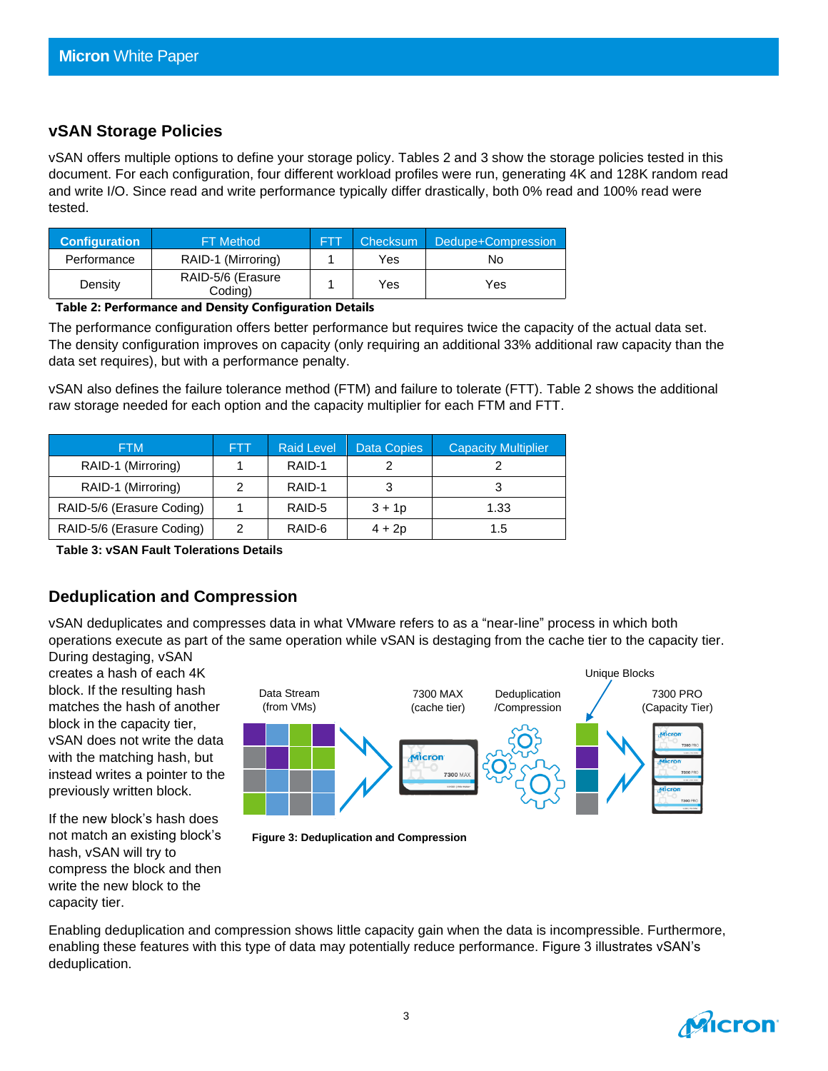## vSAN Storage Policies

vSAN offers multiple options to define your storage policy. Tables 2 and 3 show the storage policies tested in this document. For each configuration, four different workload profiles were run, generating 4K and 128K random read and write I/O. Since read and write performance typically differ drastically, both 0% read and 100% read were tested.

| Configuration | FT Method | FTT | Checksum | Dedupe+Compression |
|---|---|---|---|---|
| Performance | RAID-1 (Mirroring) | 1 | Yes | No |
| Density | RAID-5/6 (Erasure Coding) | 1 | Yes | Yes |

**Table 2: Performance and Density Configuration Details**

The performance configuration offers better performance but requires twice the capacity of the actual data set. The density configuration improves on capacity (only requiring an additional 33% additional raw capacity than the data set requires), but with a performance penalty.

vSAN also defines the failure tolerance method (FTM) and failure to tolerate (FTT). Table 2 shows the additional raw storage needed for each option and the capacity multiplier for each FTM and FTT.

| FTM | FTT | Raid Level | Data Copies | Capacity Multiplier |
|---|---|---|---|---|
| RAID-1 (Mirroring) | 1 | RAID-1 | 2 | 2 |
| RAID-1 (Mirroring) | 2 | RAID-1 | 3 | 3 |
| RAID-5/6 (Erasure Coding) | 1 | RAID-5 | 3 + 1p | 1.33 |
| RAID-5/6 (Erasure Coding) | 2 | RAID-6 | 4 + 2p | 1.5 |

**Table 3: vSAN Fault Tolerations Details**

## Deduplication and Compression

vSAN deduplicates and compresses data in what VMware refers to as a "near-line" process in which both operations execute as part of the same operation while vSAN is destaging from the cache tier to the capacity tier. During destaging, vSAN creates a hash of each 4K block. If the resulting hash matches the hash of another block in the capacity tier, vSAN does not write the data with the matching hash, but instead writes a pointer to the previously written block.

If the new block's hash does not match an existing block's hash, vSAN will try to compress the block and then write the new block to the capacity tier.

**Figure 3: Deduplication and Compression**

Enabling deduplication and compression shows little capacity gain when the data is incompressible. Furthermore, enabling these features with this type of data may potentially reduce performance. Figure 3 illustrates vSAN's deduplication.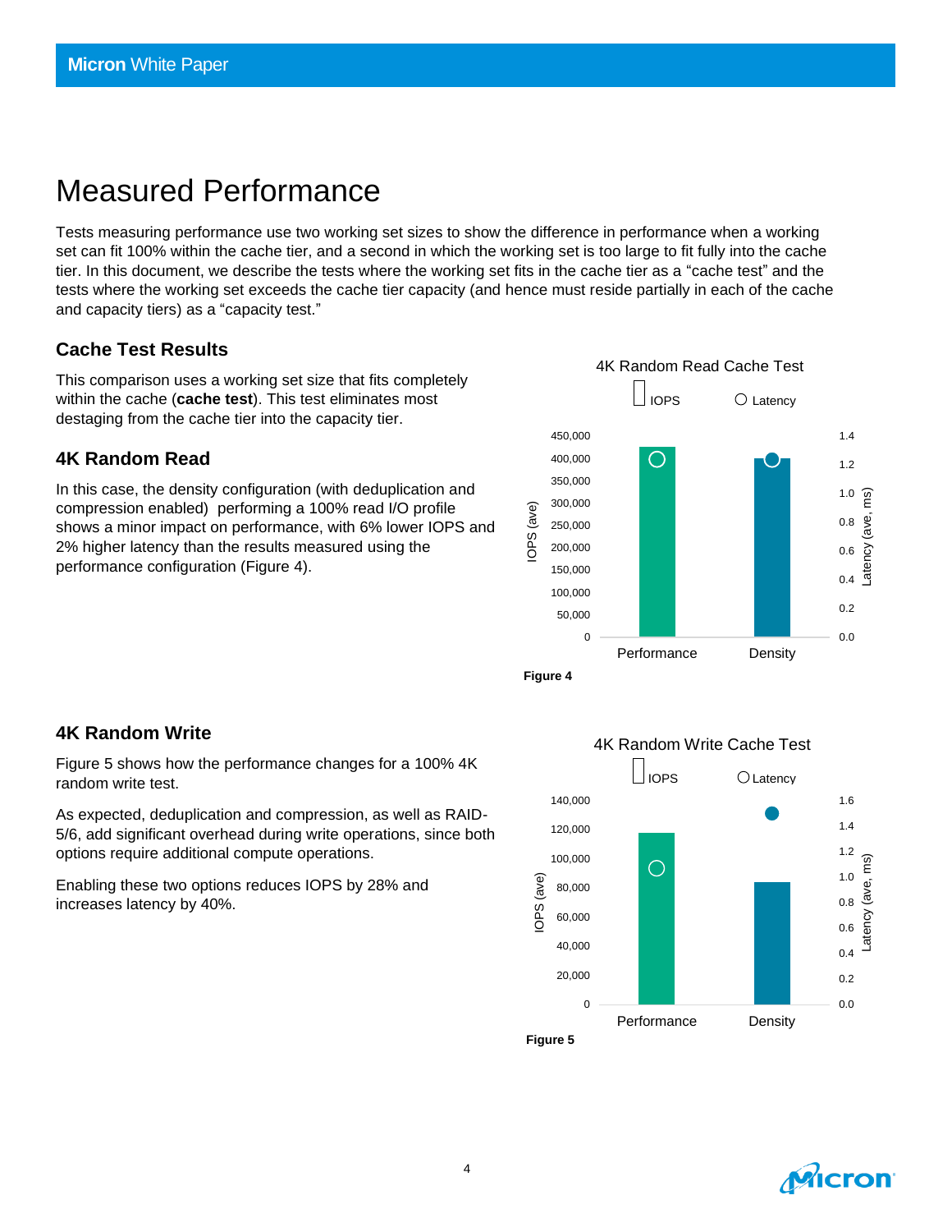# Measured Performance

Tests measuring performance use two working set sizes to show the difference in performance when a working set can fit 100% within the cache tier, and a second in which the working set is too large to fit fully into the cache tier. In this document, we describe the tests where the working set fits in the cache tier as a "cache test" and the tests where the working set exceeds the cache tier capacity (and hence must reside partially in each of the cache and capacity tiers) as a "capacity test."

## Cache Test Results

This comparison uses a working set size that fits completely within the cache (**cache test**). This test eliminates most destaging from the cache tier into the capacity tier.

### 4K Random Read

In this case, the density configuration (with deduplication and compression enabled) performing a 100% read I/O profile shows a minor impact on performance, with 6% lower IOPS and 2% higher latency than the results measured using the performance configuration (Figure 4).

**Figure 4**

### 4K Random Write

Figure 5 shows how the performance changes for a 100% 4K random write test.

As expected, deduplication and compression, as well as RAID-5/6, add significant overhead during write operations, since both options require additional compute operations.

Enabling these two options reduces IOPS by 28% and increases latency by 40%.

**Figure 5**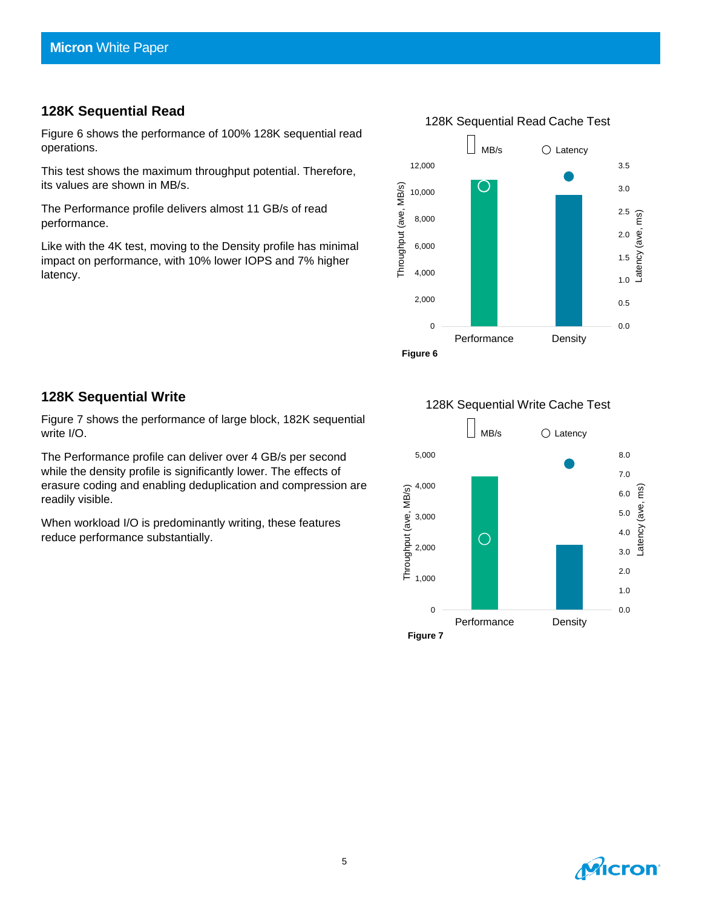## 128K Sequential Read

Figure 6 shows the performance of 100% 128K sequential read operations.

This test shows the maximum throughput potential. Therefore, its values are shown in MB/s.

The Performance profile delivers almost 11 GB/s of read performance.

Like with the 4K test, moving to the Density profile has minimal impact on performance, with 10% lower IOPS and 7% higher latency.

128K Sequential Read Cache Test

MB/s ○ Latency

Throughput (ave, MB/s): 0, 2,000, 4,000, 6,000, 8,000, 10,000, 12,000

Latency (ave, ms): 0.0, 0.5, 1.0, 1.5, 2.0, 2.5, 3.0, 3.5

Performance | Density

**Figure 6**

## 128K Sequential Write

Figure 7 shows the performance of large block, 182K sequential write I/O.

The Performance profile can deliver over 4 GB/s per second while the density profile is significantly lower. The effects of erasure coding and enabling deduplication and compression are readily visible.

When workload I/O is predominantly writing, these features reduce performance substantially.

128K Sequential Write Cache Test

MB/s ○ Latency

Throughput (ave, MB/s): 0, 1,000, 2,000, 3,000, 4,000, 5,000

Latency (ave, ms): 0.0, 1.0, 2.0, 3.0, 4.0, 5.0, 6.0, 7.0, 8.0

Performance | Density

**Figure 7**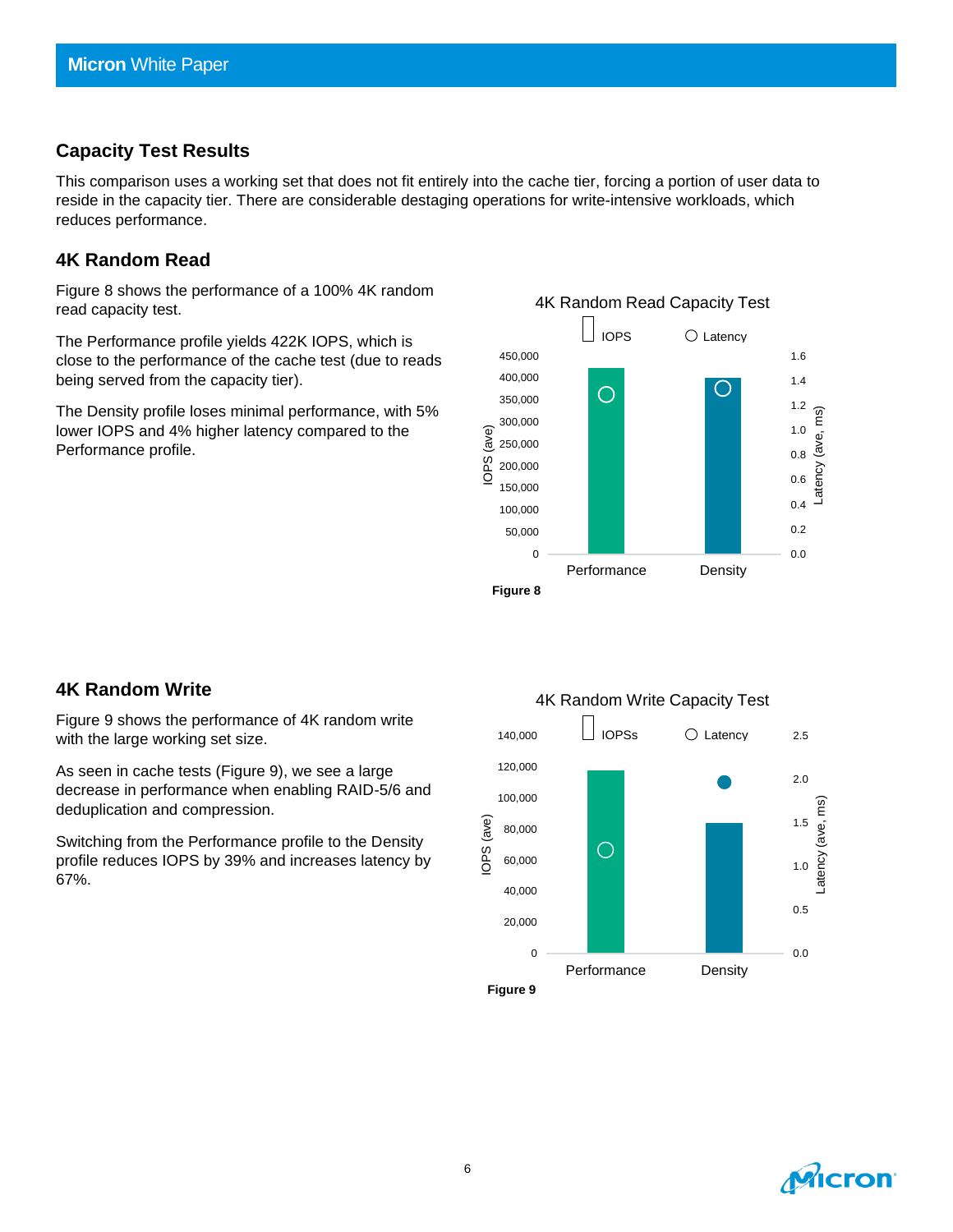## Capacity Test Results

This comparison uses a working set that does not fit entirely into the cache tier, forcing a portion of user data to reside in the capacity tier. There are considerable destaging operations for write-intensive workloads, which reduces performance.

### 4K Random Read

Figure 8 shows the performance of a 100% 4K random read capacity test.

The Performance profile yields 422K IOPS, which is close to the performance of the cache test (due to reads being served from the capacity tier).

The Density profile loses minimal performance, with 5% lower IOPS and 4% higher latency compared to the Performance profile.

4K Random Read Capacity Test

**Figure 8**

### 4K Random Write

Figure 9 shows the performance of 4K random write with the large working set size.

As seen in cache tests (Figure 9), we see a large decrease in performance when enabling RAID-5/6 and deduplication and compression.

Switching from the Performance profile to the Density profile reduces IOPS by 39% and increases latency by 67%.

4K Random Write Capacity Test

**Figure 9**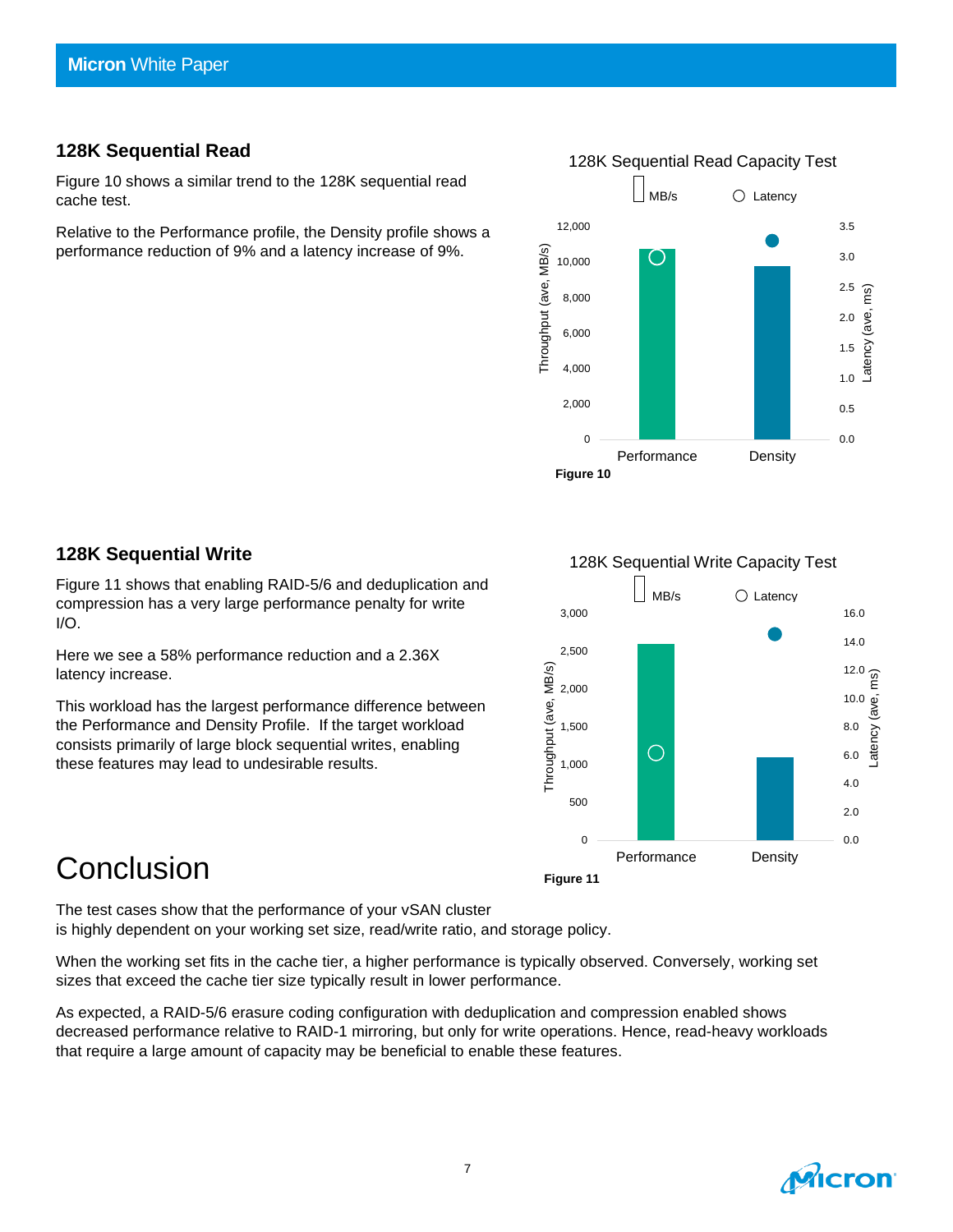## 128K Sequential Read

Figure 10 shows a similar trend to the 128K sequential read cache test.

Relative to the Performance profile, the Density profile shows a performance reduction of 9% and a latency increase of 9%.

128K Sequential Read Capacity Test

Figure 10

## 128K Sequential Write

Figure 11 shows that enabling RAID-5/6 and deduplication and compression has a very large performance penalty for write I/O.

Here we see a 58% performance reduction and a 2.36X latency increase.

This workload has the largest performance difference between the Performance and Density Profile. If the target workload consists primarily of large block sequential writes, enabling these features may lead to undesirable results.

128K Sequential Write Capacity Test

Figure 11

# Conclusion

The test cases show that the performance of your vSAN cluster is highly dependent on your working set size, read/write ratio, and storage policy.

When the working set fits in the cache tier, a higher performance is typically observed. Conversely, working set sizes that exceed the cache tier size typically result in lower performance.

As expected, a RAID-5/6 erasure coding configuration with deduplication and compression enabled shows decreased performance relative to RAID-1 mirroring, but only for write operations. Hence, read-heavy workloads that require a large amount of capacity may be beneficial to enable these features.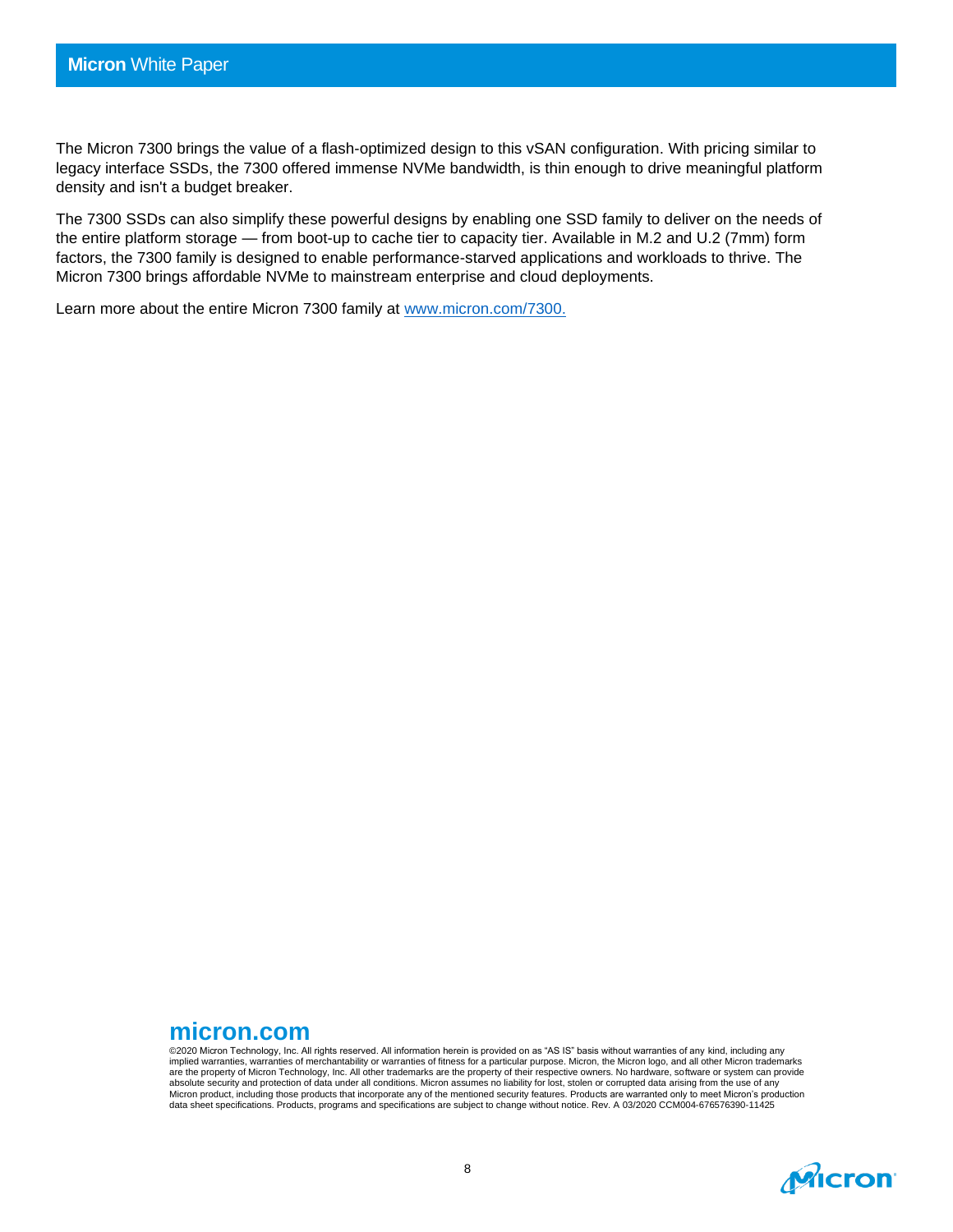The Micron 7300 brings the value of a flash-optimized design to this vSAN configuration. With pricing similar to legacy interface SSDs, the 7300 offered immense NVMe bandwidth, is thin enough to drive meaningful platform density and isn't a budget breaker.

The 7300 SSDs can also simplify these powerful designs by enabling one SSD family to deliver on the needs of the entire platform storage — from boot-up to cache tier to capacity tier. Available in M.2 and U.2 (7mm) form factors, the 7300 family is designed to enable performance-starved applications and workloads to thrive. The Micron 7300 brings affordable NVMe to mainstream enterprise and cloud deployments.

Learn more about the entire Micron 7300 family at [www.micron.com/7300.](http://www.micron.com/7300)

**micron.com**

©2020 Micron Technology, Inc. All rights reserved. All information herein is provided on as "AS IS" basis without warranties of any kind, including any implied warranties, warranties of merchantability or warranties of fitness for a particular purpose. Micron, the Micron logo, and all other Micron trademarks are the property of Micron Technology, Inc. All other trademarks are the property of their respective owners. No hardware, software or system can provide absolute security and protection of data under all conditions. Micron assumes no liability for lost, stolen or corrupted data arising from the use of any Micron product, including those products that incorporate any of the mentioned security features. Products are warranted only to meet Micron's production data sheet specifications. Products, programs and specifications are subject to change without notice. Rev. A 03/2020 CCM004-676576390-11425